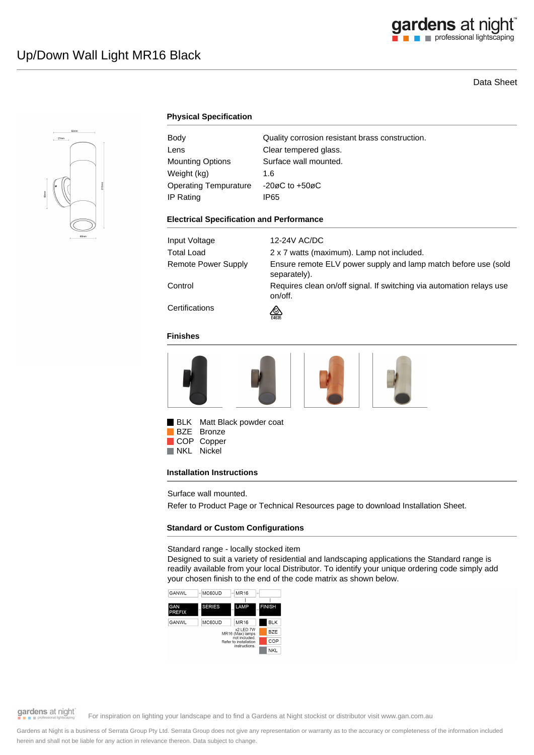# Up/Down Wall Light MR16 Black

Data Sheet

## Physical Specification

| | |
|---|---|
| Body | Quality corrosion resistant brass construction. |
| Lens | Clear tempered glass. |
| Mounting Options | Surface wall mounted. |
| Weight (kg) | 1.6 |
| Operating Tempurature | -20øC to +50øC |
| IP Rating | IP65 |

## Electrical Specification and Performance

| | |
|---|---|
| Input Voltage | 12-24V AC/DC |
| Total Load | 2 x 7 watts (maximum). Lamp not included. |
| Remote Power Supply | Ensure remote ELV power supply and lamp match before use (sold separately). |
| Control | Requires clean on/off signal. If switching via automation relays use on/off. |
| Certifications | E4635 |

## Finishes

- BLK Matt Black powder coat
- BZE Bronze
- COP Copper
- NKL Nickel

## Installation Instructions

Surface wall mounted.

Refer to Product Page or Technical Resources page to download Installation Sheet.

## Standard or Custom Configurations

Standard range - locally stocked item

Designed to suit a variety of residential and landscaping applications the Standard range is readily available from your local Distributor. To identify your unique ordering code simply add your chosen finish to the end of the code matrix as shown below.

| GANWL | MC60UD | MR16 | |
|---|---|---|---|
| GAN PREFIX | SERIES | LAMP | FINISH |
| GANWL | MC60UD | MR16 | BLK |
| | | x2 LED 7W MR16 (Max) lamps not included. Refer to installation instructions. | BZE |
| | | | COP |
| | | | NKL |

For inspiration on lighting your landscape and to find a Gardens at Night stockist or distributor visit www.gan.com.au

Gardens at Night is a business of Serrata Group Pty Ltd. Serrata Group does not give any representation or warranty as to the accuracy or completeness of the information included herein and shall not be liable for any action in relevance thereon. Data subject to change.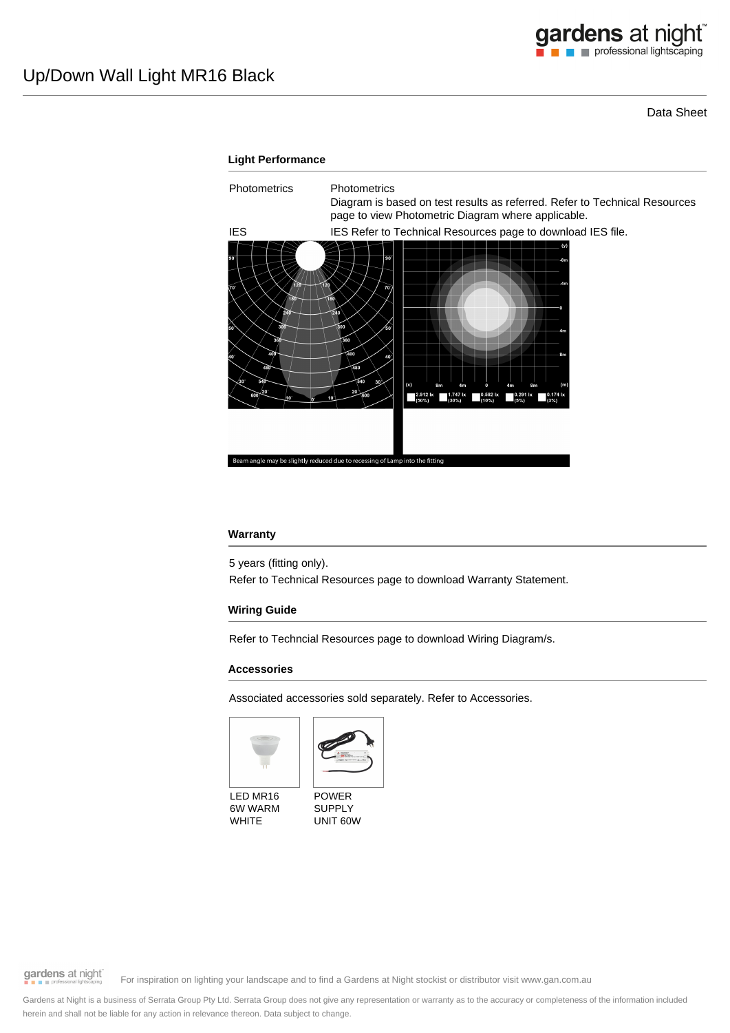# Up/Down Wall Light MR16 Black

Data Sheet

## Light Performance

| | |
|---|---|
| Photometrics | Photometrics<br>Diagram is based on test results as referred. Refer to Technical Resources page to view Photometric Diagram where applicable. |
| IES | IES Refer to Technical Resources page to download IES file. |

Beam angle may be slightly reduced due to recessing of Lamp into the fitting

## Warranty

5 years (fitting only).
Refer to Technical Resources page to download Warranty Statement.

## Wiring Guide

Refer to Techncial Resources page to download Wiring Diagram/s.

## Accessories

Associated accessories sold separately. Refer to Accessories.

LED MR16 6W WARM WHITE

POWER SUPPLY UNIT 60W

For inspiration on lighting your landscape and to find a Gardens at Night stockist or distributor visit www.gan.com.au

Gardens at Night is a business of Serrata Group Pty Ltd. Serrata Group does not give any representation or warranty as to the accuracy or completeness of the information included herein and shall not be liable for any action in relevance thereon. Data subject to change.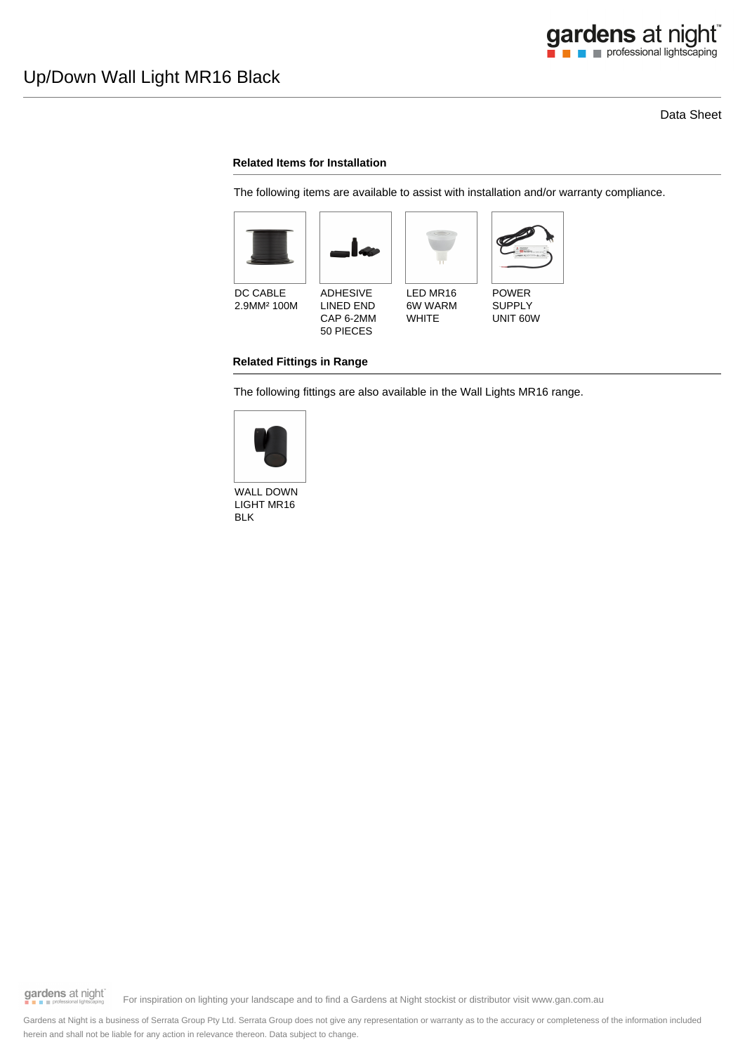# Up/Down Wall Light MR16 Black

Data Sheet

### Related Items for Installation

The following items are available to assist with installation and/or warranty compliance.

DC CABLE 2.9MM² 100M

ADHESIVE LINED END CAP 6-2MM 50 PIECES

LED MR16 6W WARM WHITE

POWER SUPPLY UNIT 60W

### Related Fittings in Range

The following fittings are also available in the Wall Lights MR16 range.

WALL DOWN LIGHT MR16 BLK

For inspiration on lighting your landscape and to find a Gardens at Night stockist or distributor visit www.gan.com.au

Gardens at Night is a business of Serrata Group Pty Ltd. Serrata Group does not give any representation or warranty as to the accuracy or completeness of the information included herein and shall not be liable for any action in relevance thereon. Data subject to change.